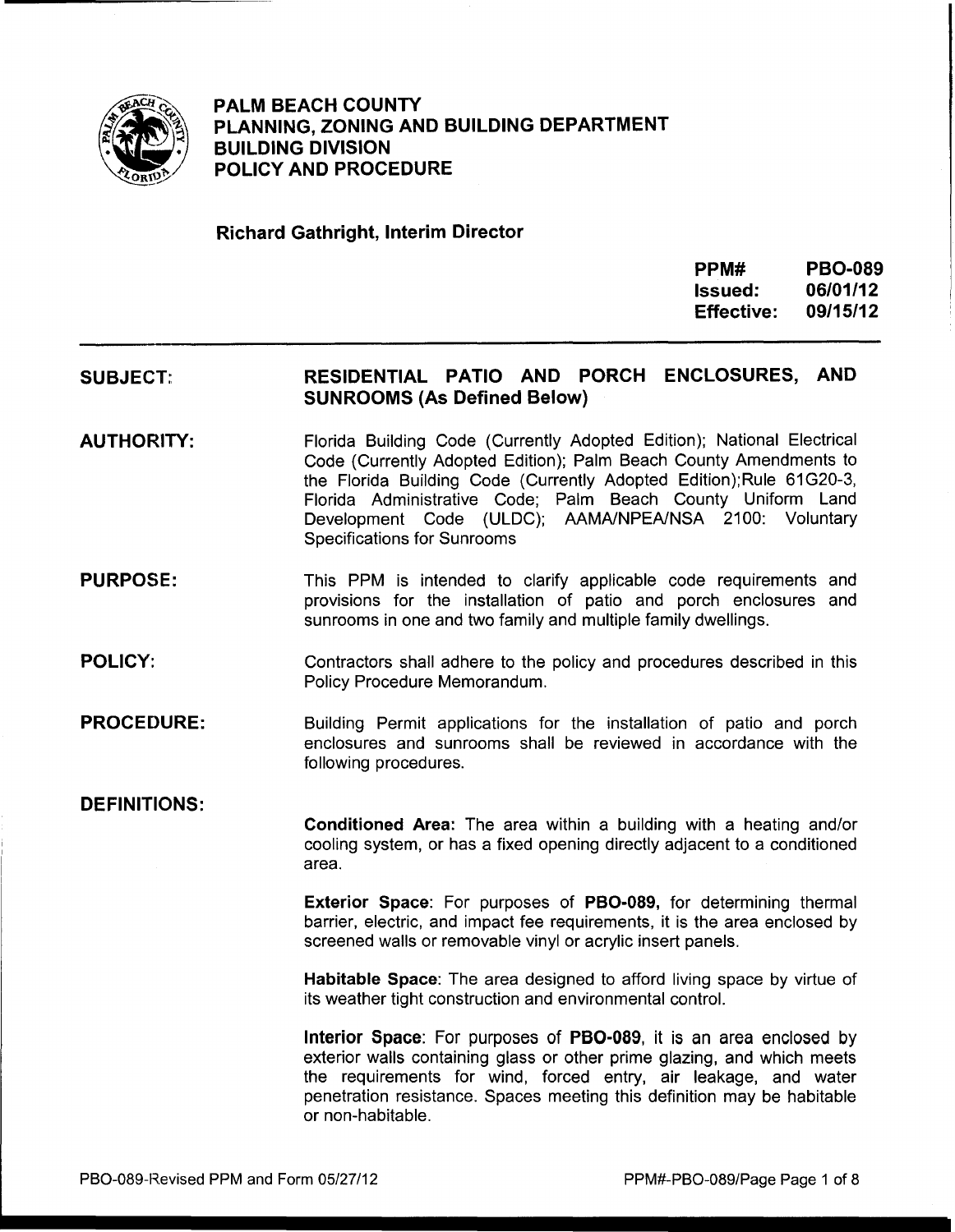# PALM BEACH COUNTY
# PLANNING, ZONING AND BUILDING DEPARTMENT
## BUILDING DIVISION
## POLICY AND PROCEDURE

**Richard Gathright, Interim Director**

| | |
|---|---|
| **PPM#** | **PBO-089** |
| **Issued:** | **06/01/12** |
| **Effective:** | **09/15/12** |

---

**SUBJECT:** **RESIDENTIAL PATIO AND PORCH ENCLOSURES, AND SUNROOMS (As Defined Below)**

**AUTHORITY:** Florida Building Code (Currently Adopted Edition); National Electrical Code (Currently Adopted Edition); Palm Beach County Amendments to the Florida Building Code (Currently Adopted Edition);Rule 61G20-3, Florida Administrative Code; Palm Beach County Uniform Land Development Code (ULDC); AAMA/NPEA/NSA 2100: Voluntary Specifications for Sunrooms

**PURPOSE:** This PPM is intended to clarify applicable code requirements and provisions for the installation of patio and porch enclosures and sunrooms in one and two family and multiple family dwellings.

**POLICY:** Contractors shall adhere to the policy and procedures described in this Policy Procedure Memorandum.

**PROCEDURE:** Building Permit applications for the installation of patio and porch enclosures and sunrooms shall be reviewed in accordance with the following procedures.

**DEFINITIONS:**

**Conditioned Area:** The area within a building with a heating and/or cooling system, or has a fixed opening directly adjacent to a conditioned area.

**Exterior Space**: For purposes of **PBO-089,** for determining thermal barrier, electric, and impact fee requirements, it is the area enclosed by screened walls or removable vinyl or acrylic insert panels.

**Habitable Space**: The area designed to afford living space by virtue of its weather tight construction and environmental control.

**Interior Space**: For purposes of **PBO-089**, it is an area enclosed by exterior walls containing glass or other prime glazing, and which meets the requirements for wind, forced entry, air leakage, and water penetration resistance. Spaces meeting this definition may be habitable or non-habitable.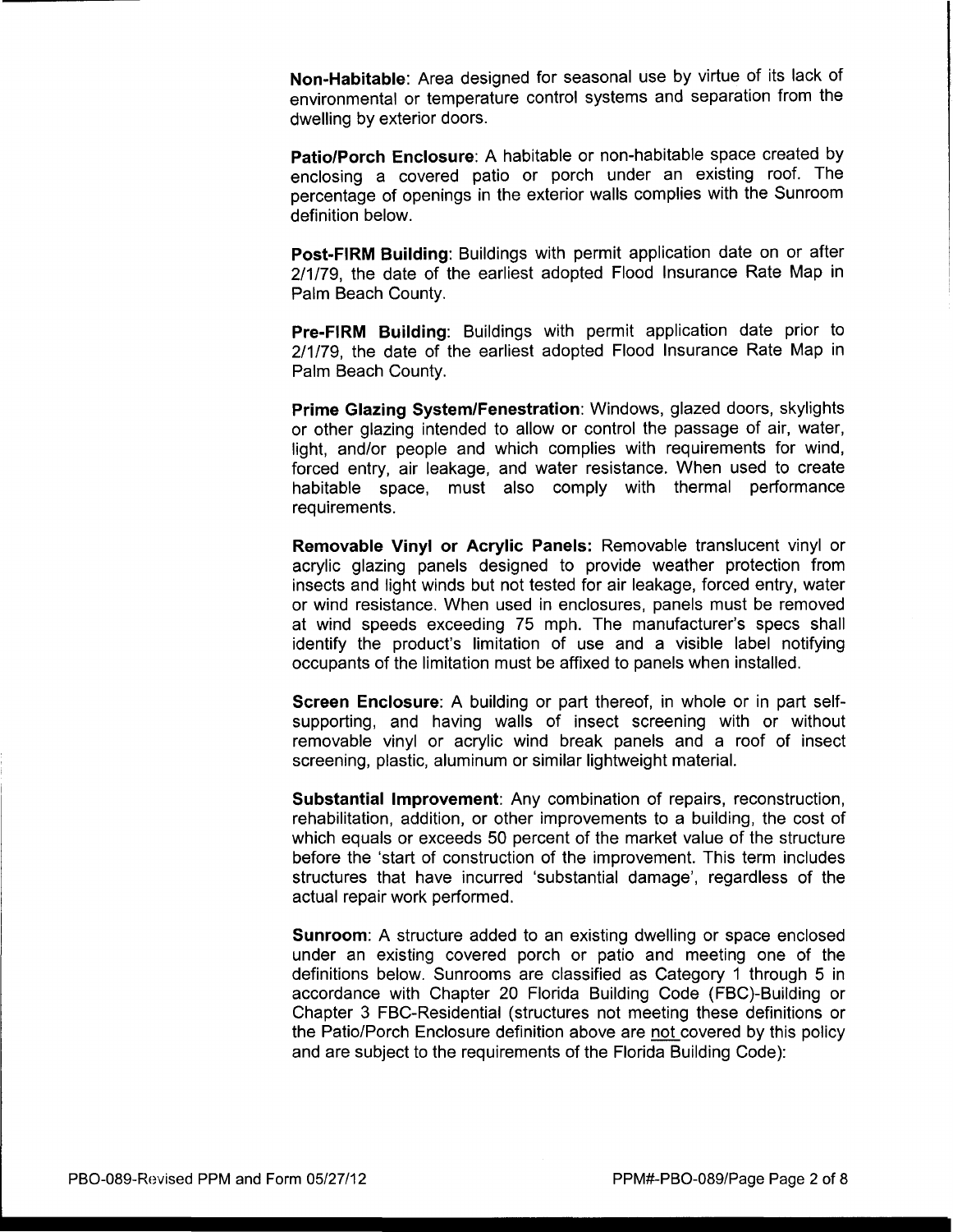**Non-Habitable**: Area designed for seasonal use by virtue of its lack of environmental or temperature control systems and separation from the dwelling by exterior doors.

**Patio/Porch Enclosure**: A habitable or non-habitable space created by enclosing a covered patio or porch under an existing roof. The percentage of openings in the exterior walls complies with the Sunroom definition below.

**Post-FIRM Building**: Buildings with permit application date on or after 2/1/79, the date of the earliest adopted Flood Insurance Rate Map in Palm Beach County.

**Pre-FIRM Building**: Buildings with permit application date prior to 2/1/79, the date of the earliest adopted Flood Insurance Rate Map in Palm Beach County.

**Prime Glazing System/Fenestration**: Windows, glazed doors, skylights or other glazing intended to allow or control the passage of air, water, light, and/or people and which complies with requirements for wind, forced entry, air leakage, and water resistance. When used to create habitable space, must also comply with thermal performance requirements.

**Removable Vinyl or Acrylic Panels:** Removable translucent vinyl or acrylic glazing panels designed to provide weather protection from insects and light winds but not tested for air leakage, forced entry, water or wind resistance. When used in enclosures, panels must be removed at wind speeds exceeding 75 mph. The manufacturer's specs shall identify the product's limitation of use and a visible label notifying occupants of the limitation must be affixed to panels when installed.

**Screen Enclosure**: A building or part thereof, in whole or in part self-supporting, and having walls of insect screening with or without removable vinyl or acrylic wind break panels and a roof of insect screening, plastic, aluminum or similar lightweight material.

**Substantial Improvement**: Any combination of repairs, reconstruction, rehabilitation, addition, or other improvements to a building, the cost of which equals or exceeds 50 percent of the market value of the structure before the 'start of construction of the improvement. This term includes structures that have incurred 'substantial damage', regardless of the actual repair work performed.

**Sunroom**: A structure added to an existing dwelling or space enclosed under an existing covered porch or patio and meeting one of the definitions below. Sunrooms are classified as Category 1 through 5 in accordance with Chapter 20 Florida Building Code (FBC)-Building or Chapter 3 FBC-Residential (structures not meeting these definitions or the Patio/Porch Enclosure definition above are not covered by this policy and are subject to the requirements of the Florida Building Code):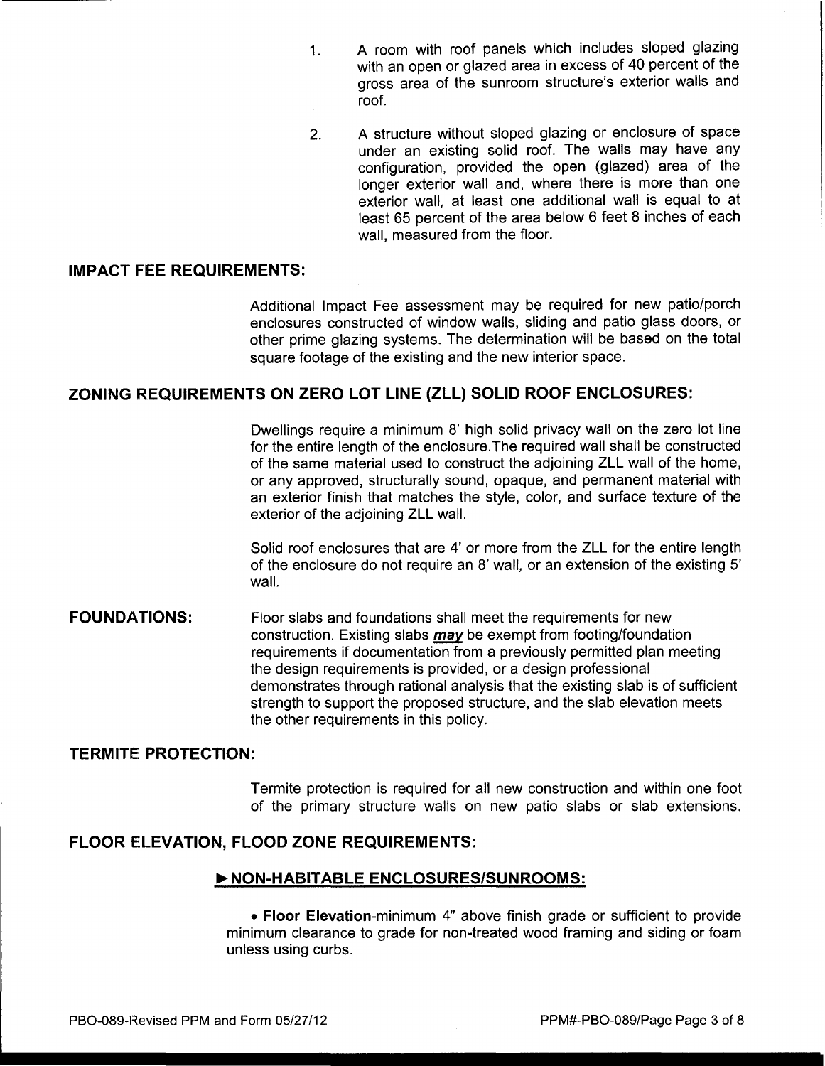1. A room with roof panels which includes sloped glazing with an open or glazed area in excess of 40 percent of the gross area of the sunroom structure's exterior walls and roof.

2. A structure without sloped glazing or enclosure of space under an existing solid roof. The walls may have any configuration, provided the open (glazed) area of the longer exterior wall and, where there is more than one exterior wall, at least one additional wall is equal to at least 65 percent of the area below 6 feet 8 inches of each wall, measured from the floor.

## IMPACT FEE REQUIREMENTS:

Additional Impact Fee assessment may be required for new patio/porch enclosures constructed of window walls, sliding and patio glass doors, or other prime glazing systems. The determination will be based on the total square footage of the existing and the new interior space.

## ZONING REQUIREMENTS ON ZERO LOT LINE (ZLL) SOLID ROOF ENCLOSURES:

Dwellings require a minimum 8' high solid privacy wall on the zero lot line for the entire length of the enclosure.The required wall shall be constructed of the same material used to construct the adjoining ZLL wall of the home, or any approved, structurally sound, opaque, and permanent material with an exterior finish that matches the style, color, and surface texture of the exterior of the adjoining ZLL wall.

Solid roof enclosures that are 4' or more from the ZLL for the entire length of the enclosure do not require an 8' wall, or an extension of the existing 5' wall.

## FOUNDATIONS:

Floor slabs and foundations shall meet the requirements for new construction. Existing slabs ***may*** be exempt from footing/foundation requirements if documentation from a previously permitted plan meeting the design requirements is provided, or a design professional demonstrates through rational analysis that the existing slab is of sufficient strength to support the proposed structure, and the slab elevation meets the other requirements in this policy.

## TERMITE PROTECTION:

Termite protection is required for all new construction and within one foot of the primary structure walls on new patio slabs or slab extensions.

## FLOOR ELEVATION, FLOOD ZONE REQUIREMENTS:

### ► NON-HABITABLE ENCLOSURES/SUNROOMS:

- **Floor Elevation**-minimum 4" above finish grade or sufficient to provide minimum clearance to grade for non-treated wood framing and siding or foam unless using curbs.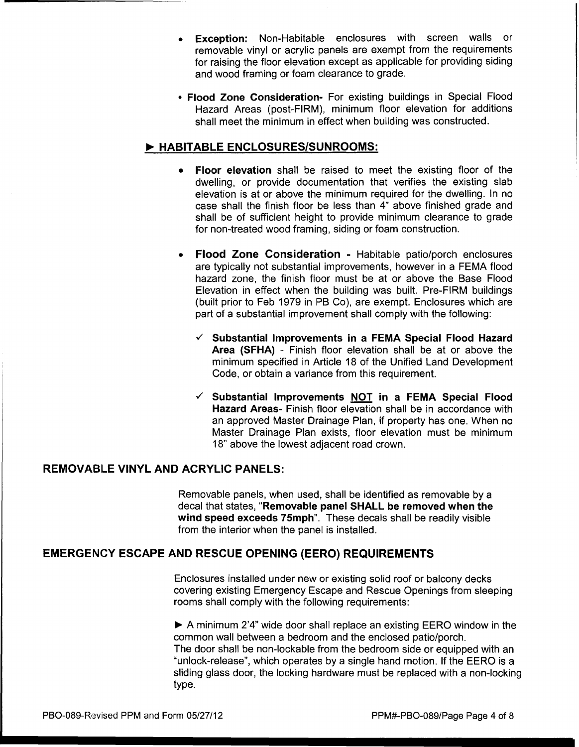- **Exception:** Non-Habitable enclosures with screen walls or removable vinyl or acrylic panels are exempt from the requirements for raising the floor elevation except as applicable for providing siding and wood framing or foam clearance to grade.

- **Flood Zone Consideration-** For existing buildings in Special Flood Hazard Areas (post-FIRM), minimum floor elevation for additions shall meet the minimum in effect when building was constructed.

### ► HABITABLE ENCLOSURES/SUNROOMS:

- **Floor elevation** shall be raised to meet the existing floor of the dwelling, or provide documentation that verifies the existing slab elevation is at or above the minimum required for the dwelling. In no case shall the finish floor be less than 4" above finished grade and shall be of sufficient height to provide minimum clearance to grade for non-treated wood framing, siding or foam construction.

- **Flood Zone Consideration -** Habitable patio/porch enclosures are typically not substantial improvements, however in a FEMA flood hazard zone, the finish floor must be at or above the Base Flood Elevation in effect when the building was built. Pre-FIRM buildings (built prior to Feb 1979 in PB Co), are exempt. Enclosures which are part of a substantial improvement shall comply with the following:

  - ✓ **Substantial Improvements in a FEMA Special Flood Hazard Area (SFHA)** - Finish floor elevation shall be at or above the minimum specified in Article 18 of the Unified Land Development Code, or obtain a variance from this requirement.

  - ✓ **Substantial Improvements NOT in a FEMA Special Flood Hazard Areas**- Finish floor elevation shall be in accordance with an approved Master Drainage Plan, if property has one. When no Master Drainage Plan exists, floor elevation must be minimum 18" above the lowest adjacent road crown.

## REMOVABLE VINYL AND ACRYLIC PANELS:

Removable panels, when used, shall be identified as removable by a decal that states, "**Removable panel SHALL be removed when the wind speed exceeds 75mph**". These decals shall be readily visible from the interior when the panel is installed.

## EMERGENCY ESCAPE AND RESCUE OPENING (EERO) REQUIREMENTS

Enclosures installed under new or existing solid roof or balcony decks covering existing Emergency Escape and Rescue Openings from sleeping rooms shall comply with the following requirements:

► A minimum 2'4" wide door shall replace an existing EERO window in the common wall between a bedroom and the enclosed patio/porch.
The door shall be non-lockable from the bedroom side or equipped with an "unlock-release", which operates by a single hand motion. If the EERO is a sliding glass door, the locking hardware must be replaced with a non-locking type.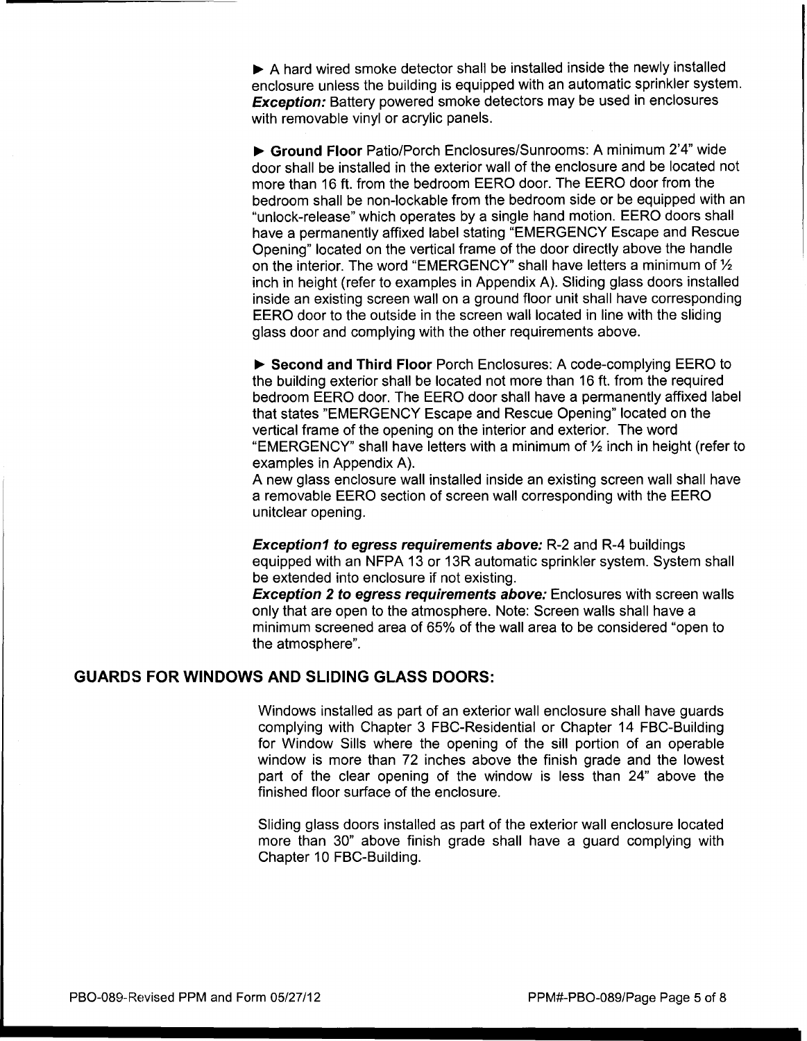► A hard wired smoke detector shall be installed inside the newly installed enclosure unless the building is equipped with an automatic sprinkler system. ***Exception:*** Battery powered smoke detectors may be used in enclosures with removable vinyl or acrylic panels.

► **Ground Floor** Patio/Porch Enclosures/Sunrooms: A minimum 2'4" wide door shall be installed in the exterior wall of the enclosure and be located not more than 16 ft. from the bedroom EERO door. The EERO door from the bedroom shall be non-lockable from the bedroom side or be equipped with an "unlock-release" which operates by a single hand motion. EERO doors shall have a permanently affixed label stating "EMERGENCY Escape and Rescue Opening" located on the vertical frame of the door directly above the handle on the interior. The word "EMERGENCY" shall have letters a minimum of ½ inch in height (refer to examples in Appendix A). Sliding glass doors installed inside an existing screen wall on a ground floor unit shall have corresponding EERO door to the outside in the screen wall located in line with the sliding glass door and complying with the other requirements above.

► **Second and Third Floor** Porch Enclosures: A code-complying EERO to the building exterior shall be located not more than 16 ft. from the required bedroom EERO door. The EERO door shall have a permanently affixed label that states "EMERGENCY Escape and Rescue Opening" located on the vertical frame of the opening on the interior and exterior. The word "EMERGENCY" shall have letters with a minimum of ½ inch in height (refer to examples in Appendix A).
A new glass enclosure wall installed inside an existing screen wall shall have a removable EERO section of screen wall corresponding with the EERO unitclear opening.

***Exception1 to egress requirements above:*** R-2 and R-4 buildings equipped with an NFPA 13 or 13R automatic sprinkler system. System shall be extended into enclosure if not existing.
***Exception 2 to egress requirements above:*** Enclosures with screen walls only that are open to the atmosphere. Note: Screen walls shall have a minimum screened area of 65% of the wall area to be considered "open to the atmosphere".

## GUARDS FOR WINDOWS AND SLIDING GLASS DOORS:

Windows installed as part of an exterior wall enclosure shall have guards complying with Chapter 3 FBC-Residential or Chapter 14 FBC-Building for Window Sills where the opening of the sill portion of an operable window is more than 72 inches above the finish grade and the lowest part of the clear opening of the window is less than 24" above the finished floor surface of the enclosure.

Sliding glass doors installed as part of the exterior wall enclosure located more than 30" above finish grade shall have a guard complying with Chapter 10 FBC-Building.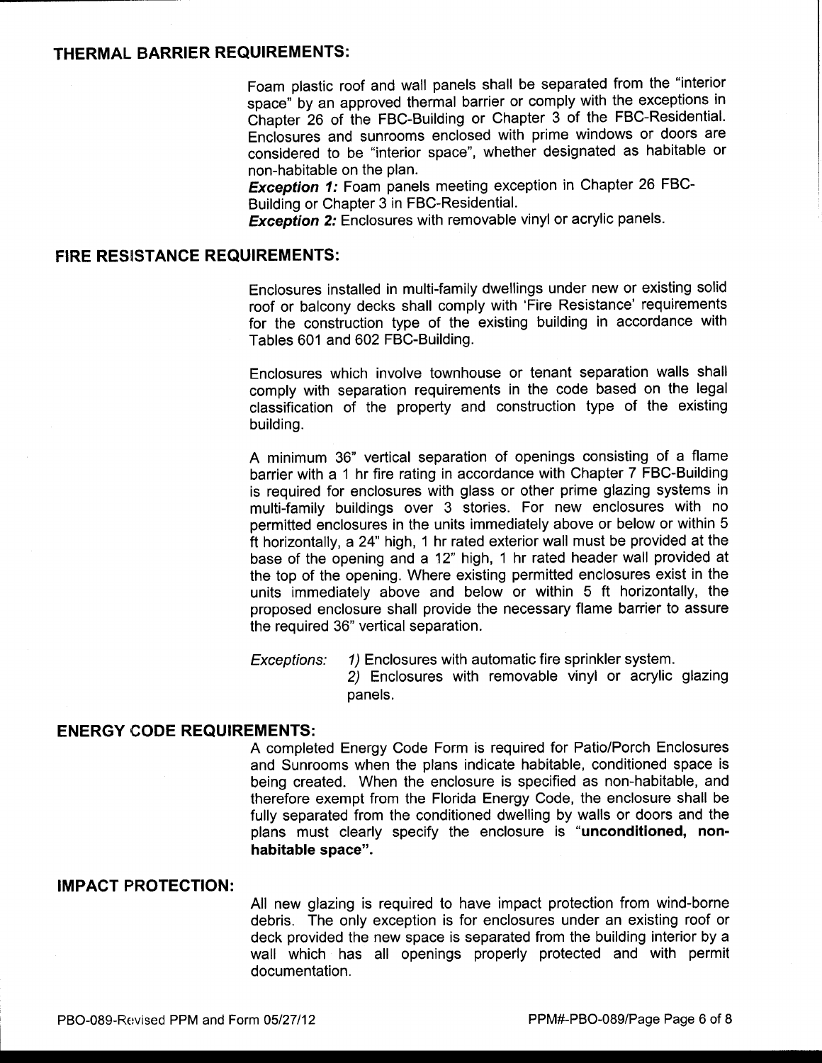## THERMAL BARRIER REQUIREMENTS:

Foam plastic roof and wall panels shall be separated from the "interior space" by an approved thermal barrier or comply with the exceptions in Chapter 26 of the FBC-Building or Chapter 3 of the FBC-Residential. Enclosures and sunrooms enclosed with prime windows or doors are considered to be "interior space", whether designated as habitable or non-habitable on the plan.

***Exception 1:*** Foam panels meeting exception in Chapter 26 FBC-Building or Chapter 3 in FBC-Residential.

***Exception 2:*** Enclosures with removable vinyl or acrylic panels.

## FIRE RESISTANCE REQUIREMENTS:

Enclosures installed in multi-family dwellings under new or existing solid roof or balcony decks shall comply with 'Fire Resistance' requirements for the construction type of the existing building in accordance with Tables 601 and 602 FBC-Building.

Enclosures which involve townhouse or tenant separation walls shall comply with separation requirements in the code based on the legal classification of the property and construction type of the existing building.

A minimum 36" vertical separation of openings consisting of a flame barrier with a 1 hr fire rating in accordance with Chapter 7 FBC-Building is required for enclosures with glass or other prime glazing systems in multi-family buildings over 3 stories. For new enclosures with no permitted enclosures in the units immediately above or below or within 5 ft horizontally, a 24" high, 1 hr rated exterior wall must be provided at the base of the opening and a 12" high, 1 hr rated header wall provided at the top of the opening. Where existing permitted enclosures exist in the units immediately above and below or within 5 ft horizontally, the proposed enclosure shall provide the necessary flame barrier to assure the required 36" vertical separation.

*Exceptions:* *1)* Enclosures with automatic fire sprinkler system.
*2)* Enclosures with removable vinyl or acrylic glazing panels.

## ENERGY CODE REQUIREMENTS:

A completed Energy Code Form is required for Patio/Porch Enclosures and Sunrooms when the plans indicate habitable, conditioned space is being created. When the enclosure is specified as non-habitable, and therefore exempt from the Florida Energy Code, the enclosure shall be fully separated from the conditioned dwelling by walls or doors and the plans must clearly specify the enclosure is "**unconditioned, non-habitable space**".

## IMPACT PROTECTION:

All new glazing is required to have impact protection from wind-borne debris. The only exception is for enclosures under an existing roof or deck provided the new space is separated from the building interior by a wall which has all openings properly protected and with permit documentation.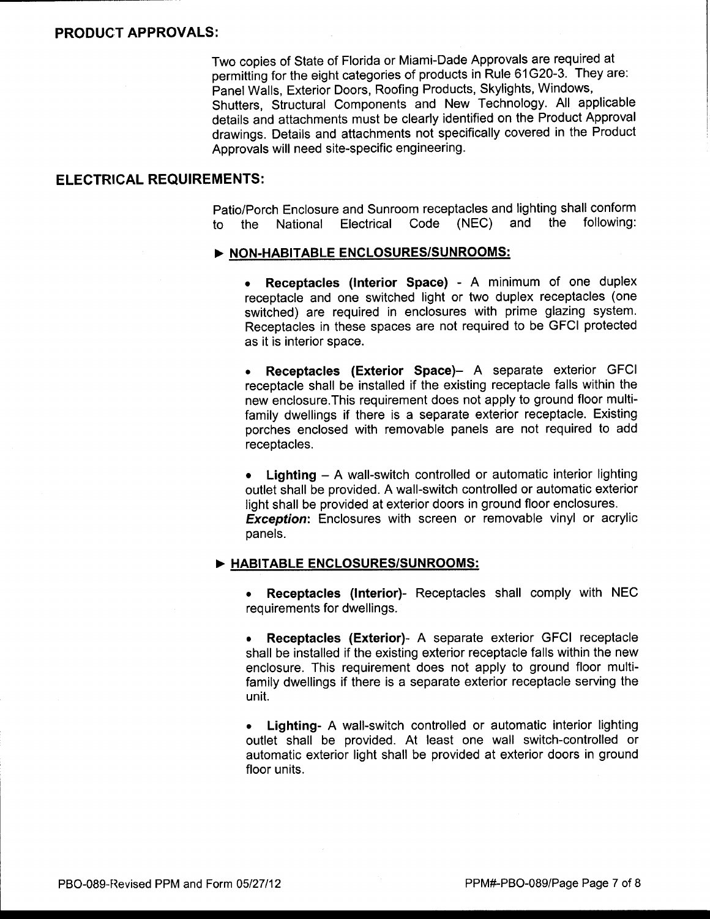## PRODUCT APPROVALS:

Two copies of State of Florida or Miami-Dade Approvals are required at permitting for the eight categories of products in Rule 61G20-3. They are: Panel Walls, Exterior Doors, Roofing Products, Skylights, Windows, Shutters, Structural Components and New Technology. All applicable details and attachments must be clearly identified on the Product Approval drawings. Details and attachments not specifically covered in the Product Approvals will need site-specific engineering.

## ELECTRICAL REQUIREMENTS:

Patio/Porch Enclosure and Sunroom receptacles and lighting shall conform to the National Electrical Code (NEC) and the following:

### ► NON-HABITABLE ENCLOSURES/SUNROOMS:

- **Receptacles (Interior Space)** - A minimum of one duplex receptacle and one switched light or two duplex receptacles (one switched) are required in enclosures with prime glazing system. Receptacles in these spaces are not required to be GFCI protected as it is interior space.

- **Receptacles (Exterior Space)**– A separate exterior GFCI receptacle shall be installed if the existing receptacle falls within the new enclosure.This requirement does not apply to ground floor multi-family dwellings if there is a separate exterior receptacle. Existing porches enclosed with removable panels are not required to add receptacles.

- **Lighting** – A wall-switch controlled or automatic interior lighting outlet shall be provided. A wall-switch controlled or automatic exterior light shall be provided at exterior doors in ground floor enclosures.
  ***Exception***: Enclosures with screen or removable vinyl or acrylic panels.

### ► HABITABLE ENCLOSURES/SUNROOMS:

- **Receptacles (Interior)**- Receptacles shall comply with NEC requirements for dwellings.

- **Receptacles (Exterior)**- A separate exterior GFCI receptacle shall be installed if the existing exterior receptacle falls within the new enclosure. This requirement does not apply to ground floor multi-family dwellings if there is a separate exterior receptacle serving the unit.

- **Lighting**- A wall-switch controlled or automatic interior lighting outlet shall be provided. At least one wall switch-controlled or automatic exterior light shall be provided at exterior doors in ground floor units.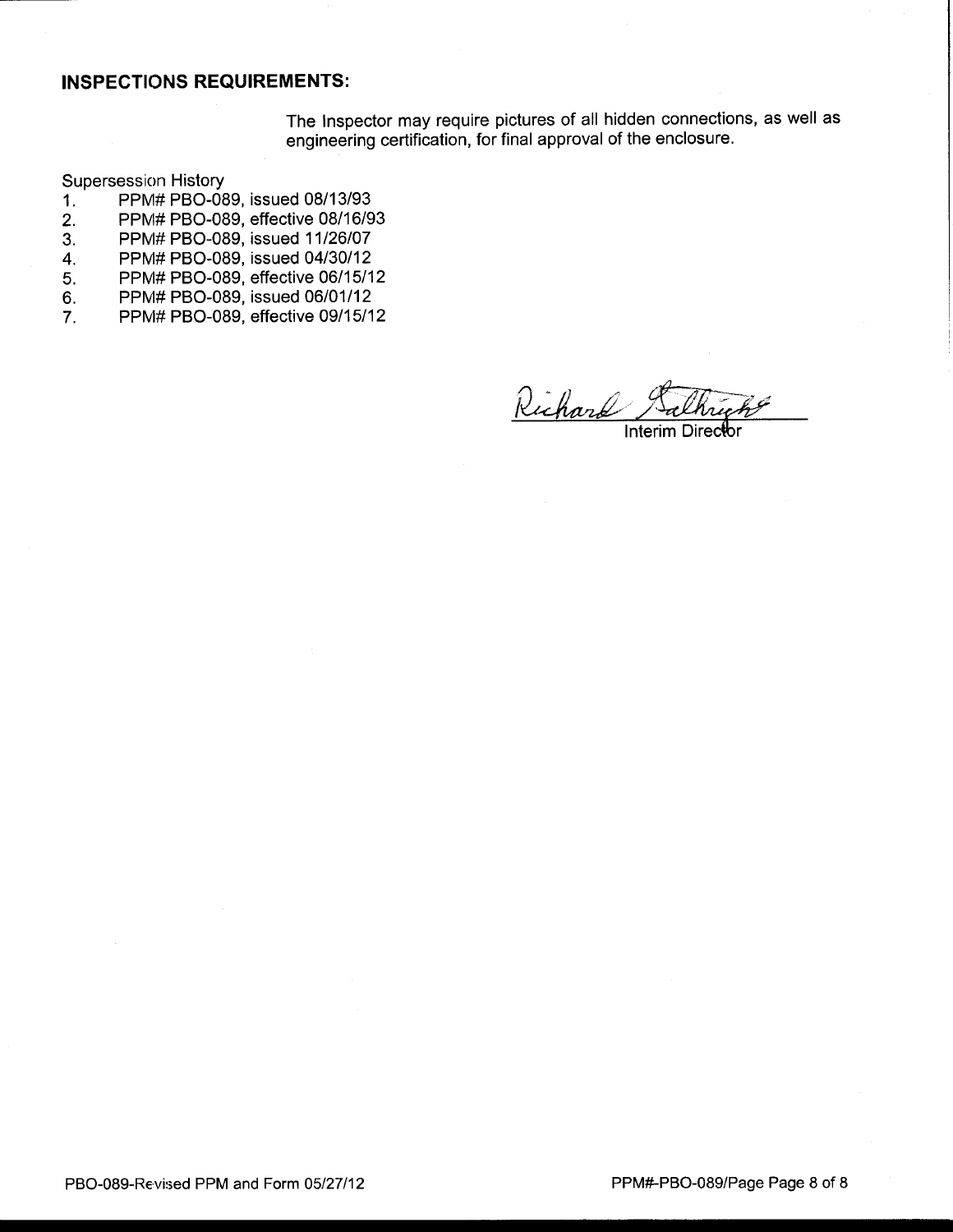## INSPECTIONS REQUIREMENTS:

The Inspector may require pictures of all hidden connections, as well as engineering certification, for final approval of the enclosure.

Supersession History

1. PPM# PBO-089, issued 08/13/93
2. PPM# PBO-089, effective 08/16/93
3. PPM# PBO-089, issued 11/26/07
4. PPM# PBO-089, issued 04/30/12
5. PPM# PBO-089, effective 06/15/12
6. PPM# PBO-089, issued 06/01/12
7. PPM# PBO-089, effective 09/15/12

Richard Salthright

Interim Director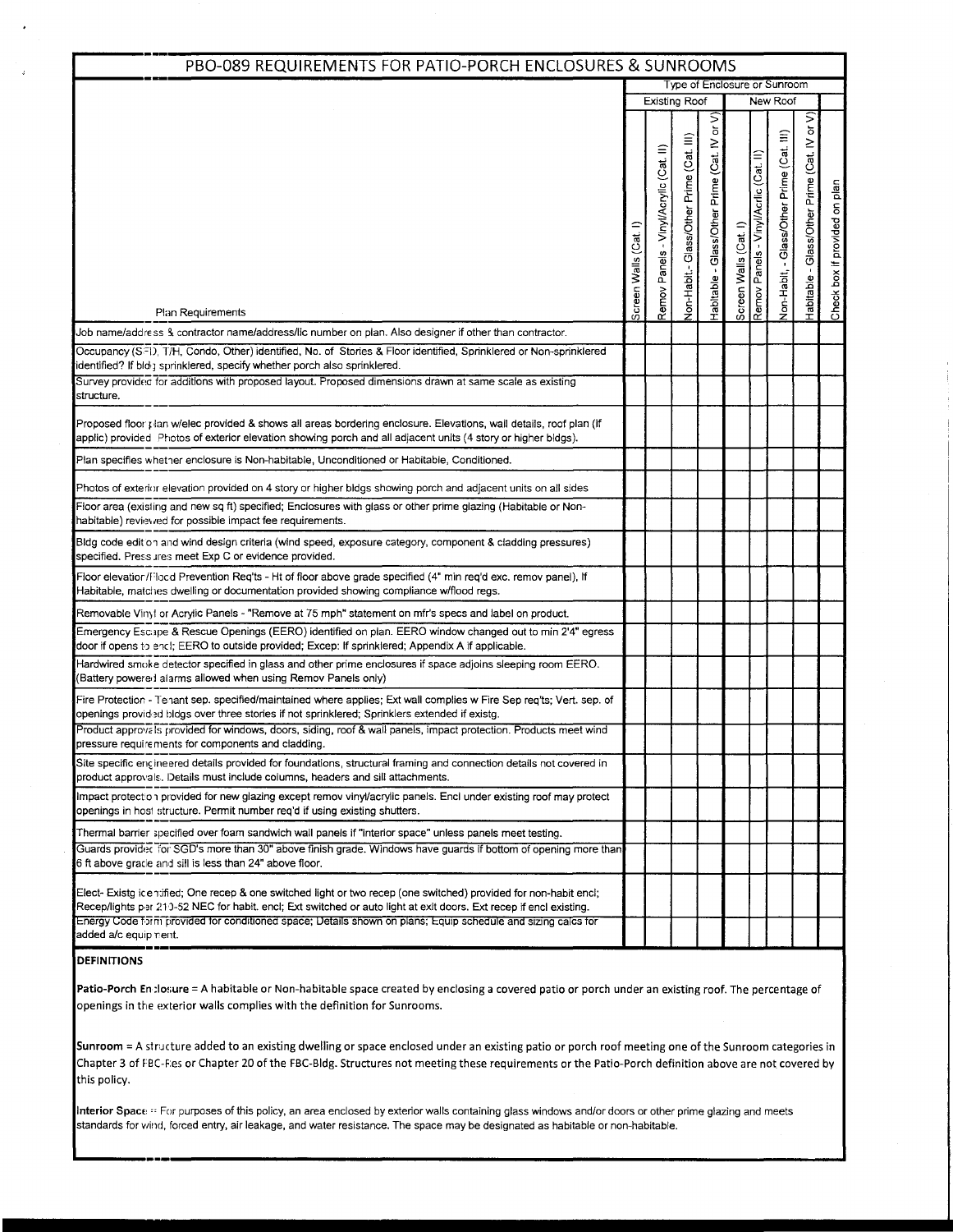# PBO-089 REQUIREMENTS FOR PATIO-PORCH ENCLOSURES & SUNROOMS

| | Type of Enclosure or Sunroom | | | | | | | | |
|---|---|---|---|---|---|---|---|---|---|
| | Existing Roof | | | | New Roof | | | | |
| Plan Requirements | Screen Walls (Cat. I) | Remov Panels - Vinyl/Acrylic (Cat. II) | Non-Habit.- Glass/Other Prime (Cat. III) | Habitable - Glass/Other Prime (Cat. IV or V) | Screen Walls (Cat. I) | Remov Panels - Vinyl/Acrlic (Cat. II) | Non-Habit, - Glass/Other Prime (Cat. III) | Habitable - Glass/Other Prime (Cat. IV or V) | Check box if provided on plan |
| Job name/address & contractor name/address/lic number on plan. Also designer if other than contractor. | | | | | | | | | |
| Occupancy (SFD, T/H, Condo, Other) identified, No. of Stories & Floor identified, Sprinklered or Non-sprinklered identified? If bldg sprinklered, specify whether porch also sprinklered. | | | | | | | | | |
| Survey provided for additions with proposed layout. Proposed dimensions drawn at same scale as existing structure. | | | | | | | | | |
| Proposed floor plan w/elec provided & shows all areas bordering enclosure. Elevations, wall details, roof plan (if applic) provided Photos of exterior elevation showing porch and all adjacent units (4 story or higher bldgs). | | | | | | | | | |
| Plan specifies whether enclosure is Non-habitable, Unconditioned or Habitable, Conditioned. | | | | | | | | | |
| Photos of exterior elevation provided on 4 story or higher bldgs showing porch and adjacent units on all sides | | | | | | | | | |
| Floor area (existing and new sq ft) specified; Enclosures with glass or other prime glazing (Habitable or Non-habitable) reviewed for possible impact fee requirements. | | | | | | | | | |
| Bldg code edition and wind design criteria (wind speed, exposure category, component & cladding pressures) specified. Pressures meet Exp C or evidence provided. | | | | | | | | | |
| Floor elevation/Flood Prevention Req'ts - Ht of floor above grade specified (4" min req'd exc. remov panel), If Habitable, matches dwelling or documentation provided showing compliance w/flood regs. | | | | | | | | | |
| Removable Vinyl or Acrylic Panels - "Remove at 75 mph" statement on mfr's specs and label on product. | | | | | | | | | |
| Emergency Escape & Rescue Openings (EERO) identified on plan. EERO window changed out to min 2'4" egress door if opens to encl; EERO to outside provided; Excep: If sprinklered; Appendix A if applicable. | | | | | | | | | |
| Hardwired smoke detector specified in glass and other prime enclosures if space adjoins sleeping room EERO. (Battery powered alarms allowed when using Remov Panels only) | | | | | | | | | |
| Fire Protection - Tenant sep. specified/maintained where applies; Ext wall complies w Fire Sep req'ts; Vert. sep. of openings provided bldgs over three stories if not sprinklered; Sprinklers extended if existg. | | | | | | | | | |
| Product approvals provided for windows, doors, siding, roof & wall panels, impact protection. Products meet wind pressure requirements for components and cladding. | | | | | | | | | |
| Site specific engineered details provided for foundations, structural framing and connection details not covered in product approvals. Details must include columns, headers and sill attachments. | | | | | | | | | |
| Impact protection provided for new glazing except remov vinyl/acrylic panels. Encl under existing roof may protect openings in host structure. Permit number req'd if using existing shutters. | | | | | | | | | |
| Thermal barrier specified over foam sandwich wall panels if "interior space" unless panels meet testing. | | | | | | | | | |
| Guards provided for SGD's more than 30" above finish grade. Windows have guards if bottom of opening more than 6 ft above grade and sill is less than 24" above floor. | | | | | | | | | |
| Elect- Existg identified; One recep & one switched light or two recep (one switched) provided for non-habit encl; Recep/lights per 210-52 NEC for habit. encl; Ext switched or auto light at exit doors. Ext recep if encl existing. | | | | | | | | | |
| Energy Code form provided for conditioned space; Details shown on plans; Equip schedule and sizing calcs for added a/c equipment. | | | | | | | | | |

**DEFINITIONS**

**Patio-Porch Enclosure** = A habitable or Non-habitable space created by enclosing a covered patio or porch under an existing roof. The percentage of openings in the exterior walls complies with the definition for Sunrooms.

**Sunroom** = A structure added to an existing dwelling or space enclosed under an existing patio or porch roof meeting one of the Sunroom categories in Chapter 3 of FBC-Res or Chapter 20 of the FBC-Bldg. Structures not meeting these requirements or the Patio-Porch definition above are not covered by this policy.

**Interior Space** = For purposes of this policy, an area enclosed by exterior walls containing glass windows and/or doors or other prime glazing and meets standards for wind, forced entry, air leakage, and water resistance. The space may be designated as habitable or non-habitable.